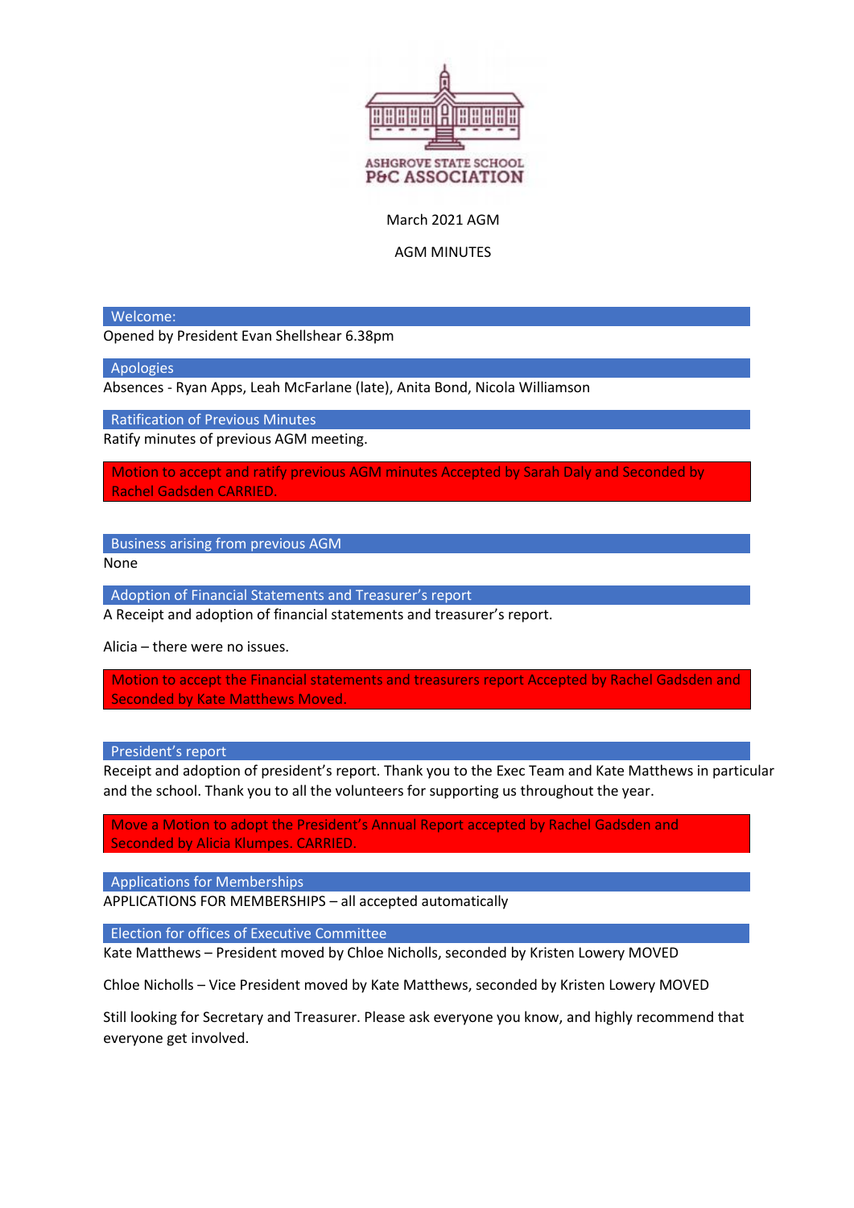ASHGROVE STATE SCHOOL
P&C ASSOCIATION

March 2021 AGM

AGM MINUTES

## Welcome:

Opened by President Evan Shellshear 6.38pm

## Apologies

Absences - Ryan Apps, Leah McFarlane (late), Anita Bond, Nicola Williamson

## Ratification of Previous Minutes

Ratify minutes of previous AGM meeting.

**Motion to accept and ratify previous AGM minutes Accepted by Sarah Daly and Seconded by Rachel Gadsden CARRIED.**

## Business arising from previous AGM

None

## Adoption of Financial Statements and Treasurer's report

A Receipt and adoption of financial statements and treasurer's report.

Alicia – there were no issues.

**Motion to accept the Financial statements and treasurers report Accepted by Rachel Gadsden and Seconded by Kate Matthews Moved.**

## President's report

Receipt and adoption of president's report. Thank you to the Exec Team and Kate Matthews in particular and the school. Thank you to all the volunteers for supporting us throughout the year.

**Move a Motion to adopt the President's Annual Report accepted by Rachel Gadsden and Seconded by Alicia Klumpes. CARRIED.**

## Applications for Memberships

APPLICATIONS FOR MEMBERSHIPS – all accepted automatically

## Election for offices of Executive Committee

Kate Matthews – President moved by Chloe Nicholls, seconded by Kristen Lowery MOVED

Chloe Nicholls – Vice President moved by Kate Matthews, seconded by Kristen Lowery MOVED

Still looking for Secretary and Treasurer. Please ask everyone you know, and highly recommend that everyone get involved.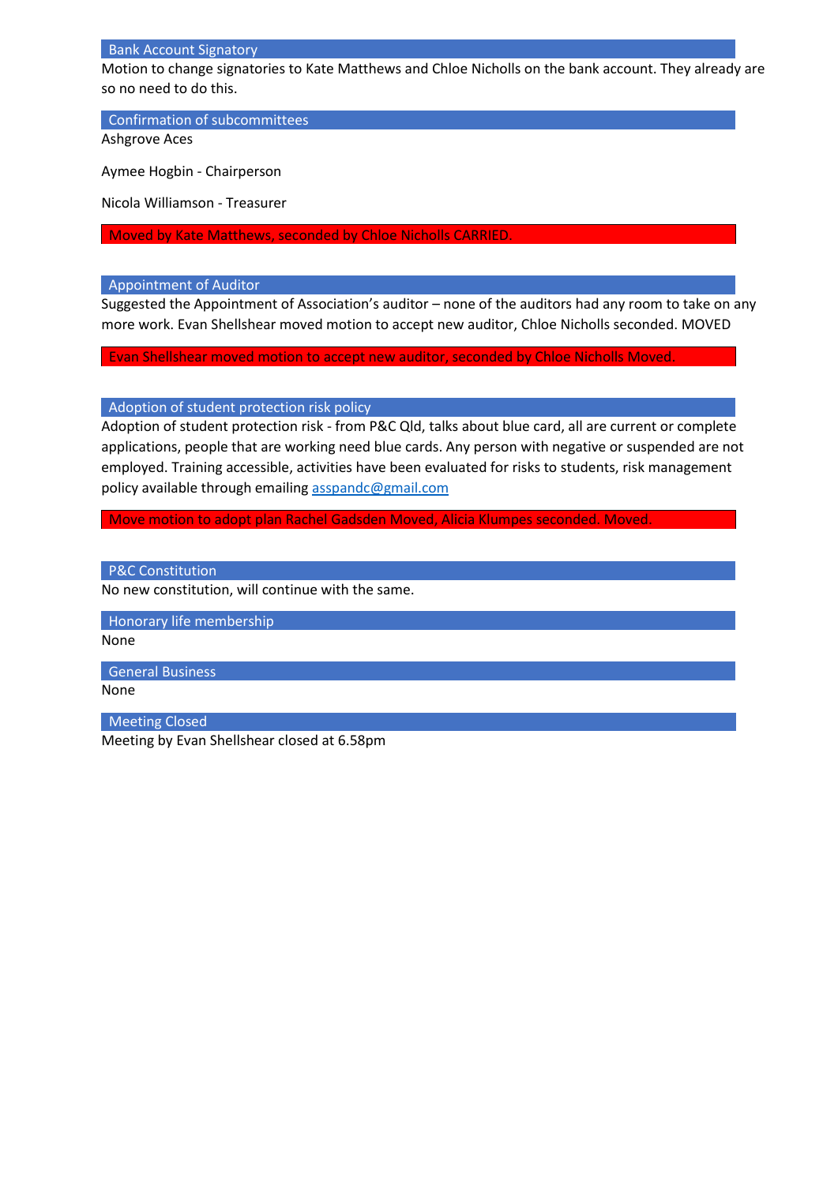## Bank Account Signatory

Motion to change signatories to Kate Matthews and Chloe Nicholls on the bank account. They already are so no need to do this.

## Confirmation of subcommittees

Ashgrove Aces

Aymee Hogbin - Chairperson

Nicola Williamson - Treasurer

**Moved by Kate Matthews, seconded by Chloe Nicholls CARRIED.**

## Appointment of Auditor

Suggested the Appointment of Association's auditor – none of the auditors had any room to take on any more work. Evan Shellshear moved motion to accept new auditor, Chloe Nicholls seconded. MOVED

**Evan Shellshear moved motion to accept new auditor, seconded by Chloe Nicholls Moved.**

## Adoption of student protection risk policy

Adoption of student protection risk - from P&C Qld, talks about blue card, all are current or complete applications, people that are working need blue cards. Any person with negative or suspended are not employed. Training accessible, activities have been evaluated for risks to students, risk management policy available through emailing asspandc@gmail.com

**Move motion to adopt plan Rachel Gadsden Moved, Alicia Klumpes seconded. Moved.**

## P&C Constitution

No new constitution, will continue with the same.

## Honorary life membership

None

## General Business

None

## Meeting Closed

Meeting by Evan Shellshear closed at 6.58pm